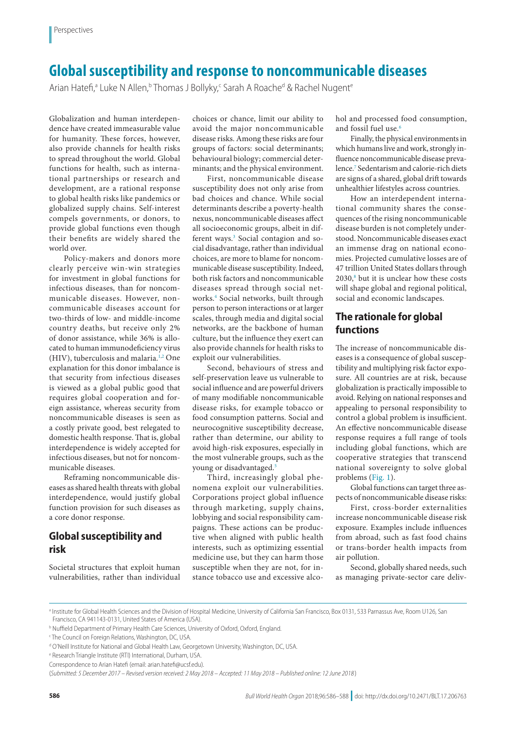Perspectives

# Global susceptibility and response to noncommunicable diseases

Arian Hatefi,[a] Luke N Allen,[b] Thomas J Bollyky,[c] Sarah A Roache[d] & Rachel Nugent[e]

Globalization and human interdependence have created immeasurable value for humanity. These forces, however, also provide channels for health risks to spread throughout the world. Global functions for health, such as international partnerships or research and development, are a rational response to global health risks like pandemics or globalized supply chains. Self-interest compels governments, or donors, to provide global functions even though their benefits are widely shared the world over.

Policy-makers and donors more clearly perceive win-win strategies for investment in global functions for infectious diseases, than for noncommunicable diseases. However, noncommunicable diseases account for two-thirds of low- and middle-income country deaths, but receive only 2% of donor assistance, while 36% is allocated to human immunodeficiency virus (HIV), tuberculosis and malaria.[1,2] One explanation for this donor imbalance is that security from infectious diseases is viewed as a global public good that requires global cooperation and foreign assistance, whereas security from noncommunicable diseases is seen as a costly private good, best relegated to domestic health response. That is, global interdependence is widely accepted for infectious diseases, but not for noncommunicable diseases.

Reframing noncommunicable diseases as shared health threats with global interdependence, would justify global function provision for such diseases as a core donor response.

## Global susceptibility and risk

Societal structures that exploit human vulnerabilities, rather than individual choices or chance, limit our ability to avoid the major noncommunicable disease risks. Among these risks are four groups of factors: social determinants; behavioural biology; commercial determinants; and the physical environment.

First, noncommunicable disease susceptibility does not only arise from bad choices and chance. While social determinants describe a poverty-health nexus, noncommunicable diseases affect all socioeconomic groups, albeit in different ways.[3] Social contagion and social disadvantage, rather than individual choices, are more to blame for noncommunicable disease susceptibility. Indeed, both risk factors and noncommunicable diseases spread through social networks.[4] Social networks, built through person to person interactions or at larger scales, through media and digital social networks, are the backbone of human culture, but the influence they exert can also provide channels for health risks to exploit our vulnerabilities.

Second, behaviours of stress and self-preservation leave us vulnerable to social influence and are powerful drivers of many modifiable noncommunicable disease risks, for example tobacco or food consumption patterns. Social and neurocognitive susceptibility decrease, rather than determine, our ability to avoid high-risk exposures, especially in the most vulnerable groups, such as the young or disadvantaged.[5]

Third, increasingly global phenomena exploit our vulnerabilities. Corporations project global influence through marketing, supply chains, lobbying and social responsibility campaigns. These actions can be productive when aligned with public health interests, such as optimizing essential medicine use, but they can harm those susceptible when they are not, for instance tobacco use and excessive alcohol and processed food consumption, and fossil fuel use.[6]

Finally, the physical environments in which humans live and work, strongly influence noncommunicable disease prevalence.[7] Sedentarism and calorie-rich diets are signs of a shared, global drift towards unhealthier lifestyles across countries.

How an interdependent international community shares the consequences of the rising noncommunicable disease burden is not completely understood. Noncommunicable diseases exact an immense drag on national economies. Projected cumulative losses are of 47 trillion United States dollars through 2030,[8] but it is unclear how these costs will shape global and regional political, social and economic landscapes.

## The rationale for global functions

The increase of noncommunicable diseases is a consequence of global susceptibility and multiplying risk factor exposure. All countries are at risk, because globalization is practically impossible to avoid. Relying on national responses and appealing to personal responsibility to control a global problem is insufficient. An effective noncommunicable disease response requires a full range of tools including global functions, which are cooperative strategies that transcend national sovereignty to solve global problems (Fig. 1).

Global functions can target three aspects of noncommunicable disease risks:

First, cross-border externalities increase noncommunicable disease risk exposure. Examples include influences from abroad, such as fast food chains or trans-border health impacts from air pollution.

Second, globally shared needs, such as managing private-sector care deliv-

[a] Institute for Global Health Sciences and the Division of Hospital Medicine, University of California San Francisco, Box 0131, 533 Parnassus Ave, Room U126, San Francisco, CA 941143-0131, United States of America (USA).

[b] Nuffield Department of Primary Health Care Sciences, University of Oxford, Oxford, England.

[c] The Council on Foreign Relations, Washington, DC, USA.

[d] O'Neill Institute for National and Global Health Law, Georgetown University, Washington, DC, USA.

[e] Research Triangle Institute (RTI) International, Durham, USA.

Correspondence to Arian Hatefi (email: arian.hatefi@ucsf.edu).

(*Submitted: 5 December 2017 – Revised version received: 2 May 2018 – Accepted: 11 May 2018 – Published online: 12 June 2018*)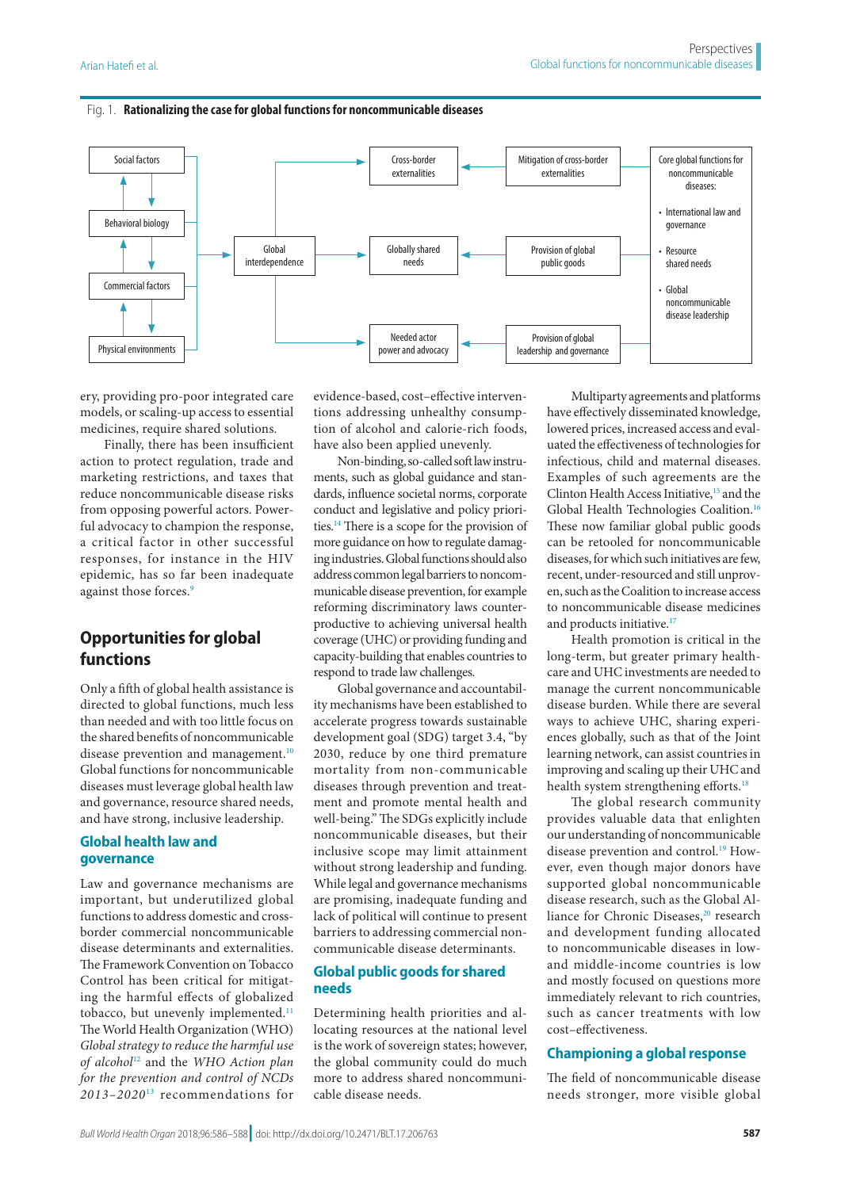Fig. 1. **Rationalizing the case for global functions for noncommunicable diseases**

Social factors → Behavioral biology → Commercial factors → Physical environments → Global interdependence → Cross-border externalities / Globally shared needs / Needed actor power and advocacy ← Mitigation of cross-border externalities / Provision of global public goods / Provision of global leadership and governance ← Core global functions for noncommunicable diseases:

- International law and governance
- Resource shared needs
- Global noncommunicable disease leadership

ery, providing pro-poor integrated care models, or scaling-up access to essential medicines, require shared solutions.

Finally, there has been insufficient action to protect regulation, trade and marketing restrictions, and taxes that reduce noncommunicable disease risks from opposing powerful actors. Powerful advocacy to champion the response, a critical factor in other successful responses, for instance in the HIV epidemic, has so far been inadequate against those forces.[9]

## Opportunities for global functions

Only a fifth of global health assistance is directed to global functions, much less than needed and with too little focus on the shared benefits of noncommunicable disease prevention and management.[10] Global functions for noncommunicable diseases must leverage global health law and governance, resource shared needs, and have strong, inclusive leadership.

### Global health law and governance

Law and governance mechanisms are important, but underutilized global functions to address domestic and cross-border commercial noncommunicable disease determinants and externalities. The Framework Convention on Tobacco Control has been critical for mitigating the harmful effects of globalized tobacco, but unevenly implemented.[11] The World Health Organization (WHO) *Global strategy to reduce the harmful use of alcohol*[12] and the *WHO Action plan for the prevention and control of NCDs 2013–2020*[13] recommendations for evidence-based, cost–effective interventions addressing unhealthy consumption of alcohol and calorie-rich foods, have also been applied unevenly.

Non-binding, so-called soft law instruments, such as global guidance and standards, influence societal norms, corporate conduct and legislative and policy priorities.[14] There is a scope for the provision of more guidance on how to regulate damaging industries. Global functions should also address common legal barriers to noncommunicable disease prevention, for example reforming discriminatory laws counterproductive to achieving universal health coverage (UHC) or providing funding and capacity-building that enables countries to respond to trade law challenges.

Global governance and accountability mechanisms have been established to accelerate progress towards sustainable development goal (SDG) target 3.4, "by 2030, reduce by one third premature mortality from non-communicable diseases through prevention and treatment and promote mental health and well-being." The SDGs explicitly include noncommunicable diseases, but their inclusive scope may limit attainment without strong leadership and funding. While legal and governance mechanisms are promising, inadequate funding and lack of political will continue to present barriers to addressing commercial noncommunicable disease determinants.

### Global public goods for shared needs

Determining health priorities and allocating resources at the national level is the work of sovereign states; however, the global community could do much more to address shared noncommunicable disease needs.

Multiparty agreements and platforms have effectively disseminated knowledge, lowered prices, increased access and evaluated the effectiveness of technologies for infectious, child and maternal diseases. Examples of such agreements are the Clinton Health Access Initiative,[15] and the Global Health Technologies Coalition.[16] These now familiar global public goods can be retooled for noncommunicable diseases, for which such initiatives are few, recent, under-resourced and still unproven, such as the Coalition to increase access to noncommunicable disease medicines and products initiative.[17]

Health promotion is critical in the long-term, but greater primary healthcare and UHC investments are needed to manage the current noncommunicable disease burden. While there are several ways to achieve UHC, sharing experiences globally, such as that of the Joint learning network, can assist countries in improving and scaling up their UHC and health system strengthening efforts.[18]

The global research community provides valuable data that enlighten our understanding of noncommunicable disease prevention and control.[19] However, even though major donors have supported global noncommunicable disease research, such as the Global Alliance for Chronic Diseases,[20] research and development funding allocated to noncommunicable diseases in low- and middle-income countries is low and mostly focused on questions more immediately relevant to rich countries, such as cancer treatments with low cost–effectiveness.

### Championing a global response

The field of noncommunicable disease needs stronger, more visible global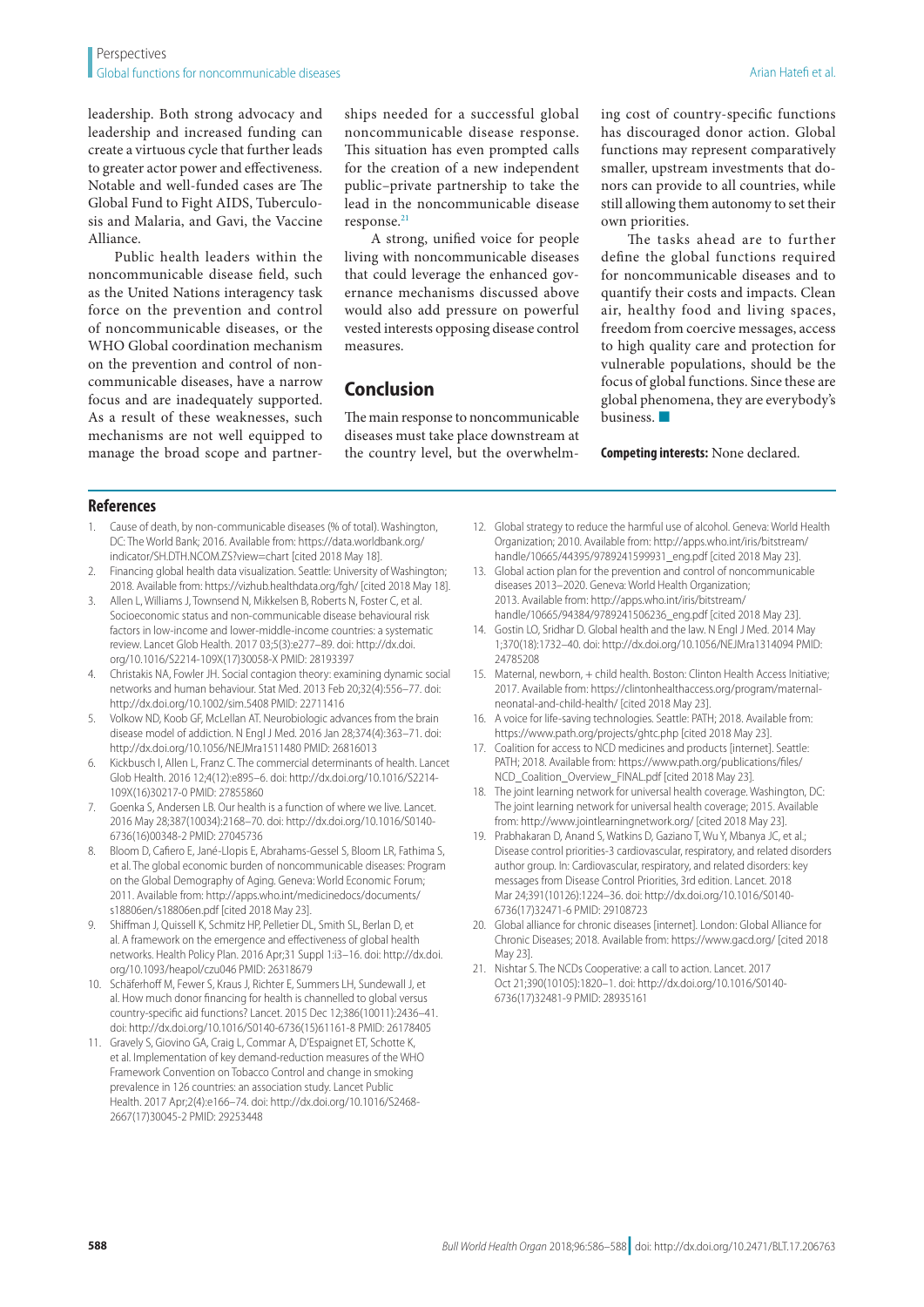leadership. Both strong advocacy and leadership and increased funding can create a virtuous cycle that further leads to greater actor power and effectiveness. Notable and well-funded cases are The Global Fund to Fight AIDS, Tuberculosis and Malaria, and Gavi, the Vaccine Alliance.

Public health leaders within the noncommunicable disease field, such as the United Nations interagency task force on the prevention and control of noncommunicable diseases, or the WHO Global coordination mechanism on the prevention and control of noncommunicable diseases, have a narrow focus and are inadequately supported. As a result of these weaknesses, such mechanisms are not well equipped to manage the broad scope and partnerships needed for a successful global noncommunicable disease response. This situation has even prompted calls for the creation of a new independent public–private partnership to take the lead in the noncommunicable disease response.[21]

A strong, unified voice for people living with noncommunicable diseases that could leverage the enhanced governance mechanisms discussed above would also add pressure on powerful vested interests opposing disease control measures.

## Conclusion

The main response to noncommunicable diseases must take place downstream at the country level, but the overwhelming cost of country-specific functions has discouraged donor action. Global functions may represent comparatively smaller, upstream investments that donors can provide to all countries, while still allowing them autonomy to set their own priorities.

The tasks ahead are to further define the global functions required for noncommunicable diseases and to quantify their costs and impacts. Clean air, healthy food and living spaces, freedom from coercive messages, access to high quality care and protection for vulnerable populations, should be the focus of global functions. Since these are global phenomena, they are everybody's business. ■

**Competing interests:** None declared.

## References

1. Cause of death, by non-communicable diseases (% of total). Washington, DC: The World Bank; 2016. Available from: https://data.worldbank.org/indicator/SH.DTH.NCOM.ZS?view=chart [cited 2018 May 18].
2. Financing global health data visualization. Seattle: University of Washington; 2018. Available from: https://vizhub.healthdata.org/fgh/ [cited 2018 May 18].
3. Allen L, Williams J, Townsend N, Mikkelsen B, Roberts N, Foster C, et al. Socioeconomic status and non-communicable disease behavioural risk factors in low-income and lower-middle-income countries: a systematic review. Lancet Glob Health. 2017 03;5(3):e277–89. doi: http://dx.doi.org/10.1016/S2214-109X(17)30058-X PMID: 28193397
4. Christakis NA, Fowler JH. Social contagion theory: examining dynamic social networks and human behaviour. Stat Med. 2013 Feb 20;32(4):556–77. doi: http://dx.doi.org/10.1002/sim.5408 PMID: 22711416
5. Volkow ND, Koob GF, McLellan AT. Neurobiologic advances from the brain disease model of addiction. N Engl J Med. 2016 Jan 28;374(4):363–71. doi: http://dx.doi.org/10.1056/NEJMra1511480 PMID: 26816013
6. Kickbusch I, Allen L, Franz C. The commercial determinants of health. Lancet Glob Health. 2016 12;4(12):e895–6. doi: http://dx.doi.org/10.1016/S2214-109X(16)30217-0 PMID: 27855860
7. Goenka S, Andersen LB. Our health is a function of where we live. Lancet. 2016 May 28;387(10034):2168–70. doi: http://dx.doi.org/10.1016/S0140-6736(16)00348-2 PMID: 27045736
8. Bloom D, Cafiero E, Jané-Llopis E, Abrahams-Gessel S, Bloom LR, Fathima S, et al. The global economic burden of noncommunicable diseases: Program on the Global Demography of Aging. Geneva: World Economic Forum; 2011. Available from: http://apps.who.int/medicinedocs/documents/s18806en/s18806en.pdf [cited 2018 May 23].
9. Shiffman J, Quissell K, Schmitz HP, Pelletier DL, Smith SL, Berlan D, et al. A framework on the emergence and effectiveness of global health networks. Health Policy Plan. 2016 Apr;31 Suppl 1:i3–16. doi: http://dx.doi.org/10.1093/heapol/czu046 PMID: 26318679
10. Schäferhoff M, Fewer S, Kraus J, Richter E, Summers LH, Sundewall J, et al. How much donor financing for health is channelled to global versus country-specific aid functions? Lancet. 2015 Dec 12;386(10011):2436–41. doi: http://dx.doi.org/10.1016/S0140-6736(15)61161-8 PMID: 26178405
11. Gravely S, Giovino GA, Craig L, Commar A, D'Espaignet ET, Schotte K, et al. Implementation of key demand-reduction measures of the WHO Framework Convention on Tobacco Control and change in smoking prevalence in 126 countries: an association study. Lancet Public Health. 2017 Apr;2(4):e166–74. doi: http://dx.doi.org/10.1016/S2468-2667(17)30045-2 PMID: 29253448
12. Global strategy to reduce the harmful use of alcohol. Geneva: World Health Organization; 2010. Available from: http://apps.who.int/iris/bitstream/handle/10665/44395/9789241599931_eng.pdf [cited 2018 May 23].
13. Global action plan for the prevention and control of noncommunicable diseases 2013–2020. Geneva: World Health Organization; 2013. Available from: http://apps.who.int/iris/bitstream/handle/10665/94384/9789241506236_eng.pdf [cited 2018 May 23].
14. Gostin LO, Sridhar D. Global health and the law. N Engl J Med. 2014 May 1;370(18):1732–40. doi: http://dx.doi.org/10.1056/NEJMra1314094 PMID: 24785208
15. Maternal, newborn, + child health. Boston: Clinton Health Access Initiative; 2017. Available from: https://clintonhealthaccess.org/program/maternal-neonatal-and-child-health/ [cited 2018 May 23].
16. A voice for life-saving technologies. Seattle: PATH; 2018. Available from: https://www.path.org/projects/ghtc.php [cited 2018 May 23].
17. Coalition for access to NCD medicines and products [internet]. Seattle: PATH; 2018. Available from: https://www.path.org/publications/files/NCD_Coalition_Overview_FINAL.pdf [cited 2018 May 23].
18. The joint learning network for universal health coverage. Washington, DC: The joint learning network for universal health coverage; 2015. Available from: http://www.jointlearningnetwork.org/ [cited 2018 May 23].
19. Prabhakaran D, Anand S, Watkins D, Gaziano T, Wu Y, Mbanya JC, et al.; Disease control priorities-3 cardiovascular, respiratory, and related disorders author group. In: Cardiovascular, respiratory, and related disorders: key messages from Disease Control Priorities, 3rd edition. Lancet. 2018 Mar 24;391(10126):1224–36. doi: http://dx.doi.org/10.1016/S0140-6736(17)32471-6 PMID: 29108723
20. Global alliance for chronic diseases [internet]. London: Global Alliance for Chronic Diseases; 2018. Available from: https://www.gacd.org/ [cited 2018 May 23].
21. Nishtar S. The NCDs Cooperative: a call to action. Lancet. 2017 Oct 21;390(10105):1820–1. doi: http://dx.doi.org/10.1016/S0140-6736(17)32481-9 PMID: 28935161